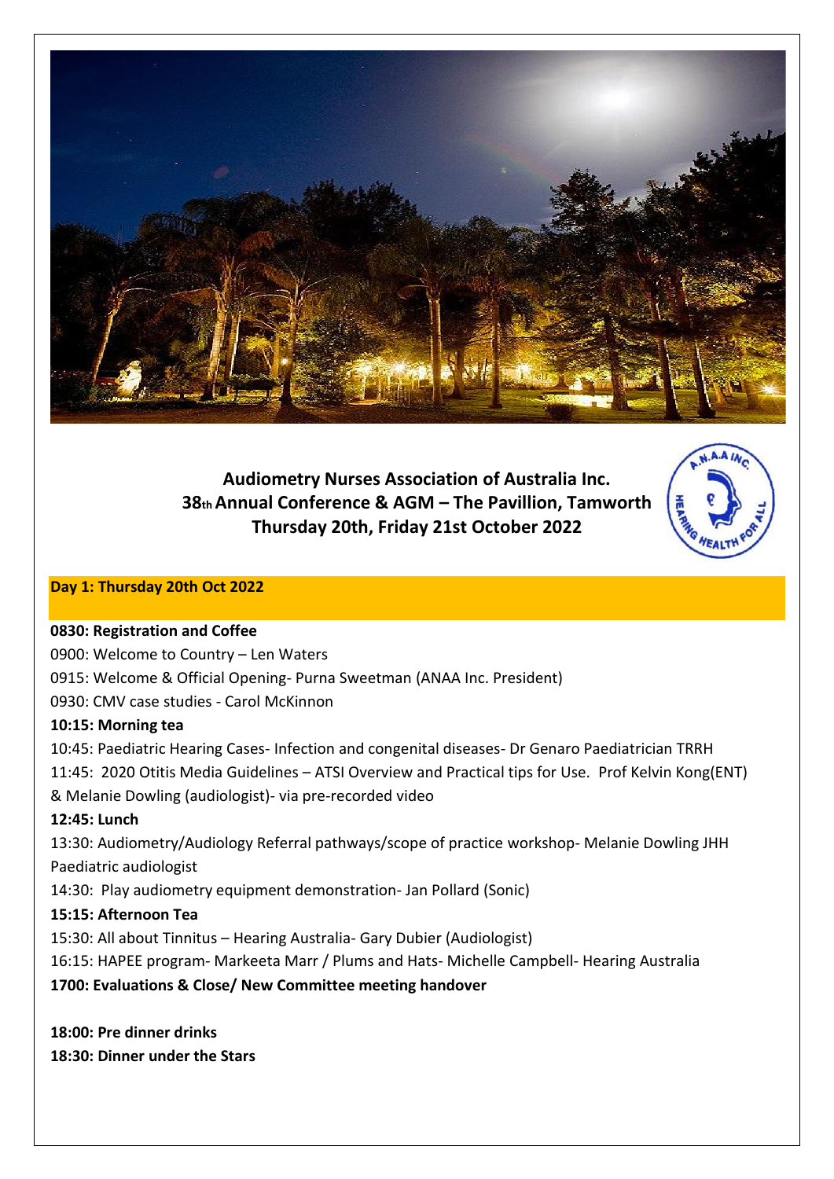**Audiometry Nurses Association of Australia Inc.**
**38th Annual Conference & AGM – The Pavillion, Tamworth**
**Thursday 20th, Friday 21st October 2022**

## Day 1: Thursday 20th Oct 2022

**0830: Registration and Coffee**

0900: Welcome to Country – Len Waters

0915: Welcome & Official Opening- Purna Sweetman (ANAA Inc. President)

0930: CMV case studies - Carol McKinnon

**10:15: Morning tea**

10:45: Paediatric Hearing Cases- Infection and congenital diseases- Dr Genaro Paediatrician TRRH

11:45: 2020 Otitis Media Guidelines – ATSI Overview and Practical tips for Use. Prof Kelvin Kong(ENT) & Melanie Dowling (audiologist)- via pre-recorded video

**12:45: Lunch**

13:30: Audiometry/Audiology Referral pathways/scope of practice workshop- Melanie Dowling JHH Paediatric audiologist

14:30: Play audiometry equipment demonstration- Jan Pollard (Sonic)

**15:15: Afternoon Tea**

15:30: All about Tinnitus – Hearing Australia- Gary Dubier (Audiologist)

16:15: HAPEE program- Markeeta Marr / Plums and Hats- Michelle Campbell- Hearing Australia

**1700: Evaluations & Close/ New Committee meeting handover**

**18:00: Pre dinner drinks**

**18:30: Dinner under the Stars**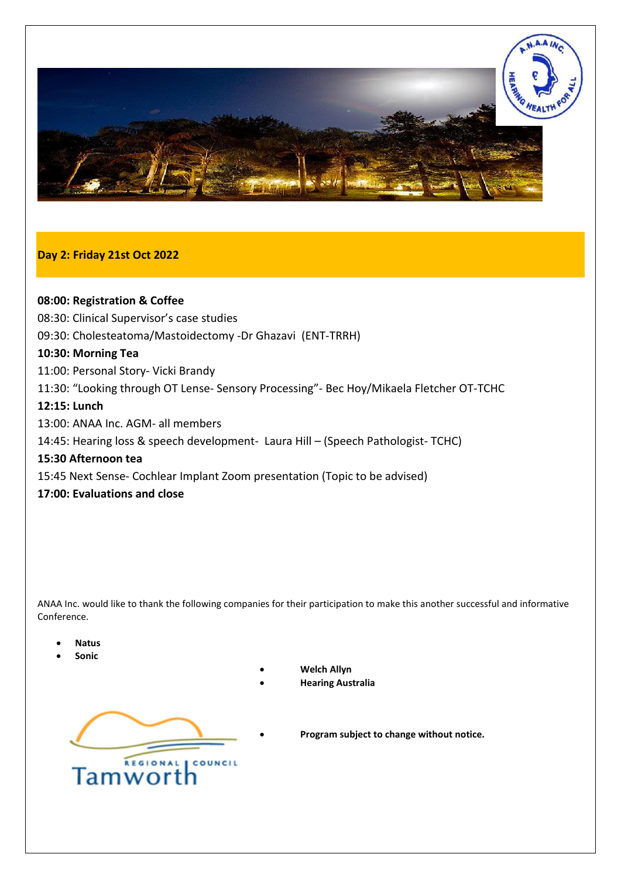## Day 2: Friday 21st Oct 2022

**08:00: Registration & Coffee**
08:30: Clinical Supervisor's case studies
09:30: Cholesteatoma/Mastoidectomy -Dr Ghazavi (ENT-TRRH)
**10:30: Morning Tea**
11:00: Personal Story- Vicki Brandy
11:30: "Looking through OT Lense- Sensory Processing"- Bec Hoy/Mikaela Fletcher OT-TCHC
**12:15: Lunch**
13:00: ANAA Inc. AGM- all members
14:45: Hearing loss & speech development- Laura Hill – (Speech Pathologist- TCHC)
**15:30 Afternoon tea**
15:45 Next Sense- Cochlear Implant Zoom presentation (Topic to be advised)
**17:00: Evaluations and close**

ANAA Inc. would like to thank the following companies for their participation to make this another successful and informative Conference.

- **Natus**
- **Sonic**
- **Welch Allyn**
- **Hearing Australia**
- **Program subject to change without notice.**

Tamworth Regional Council